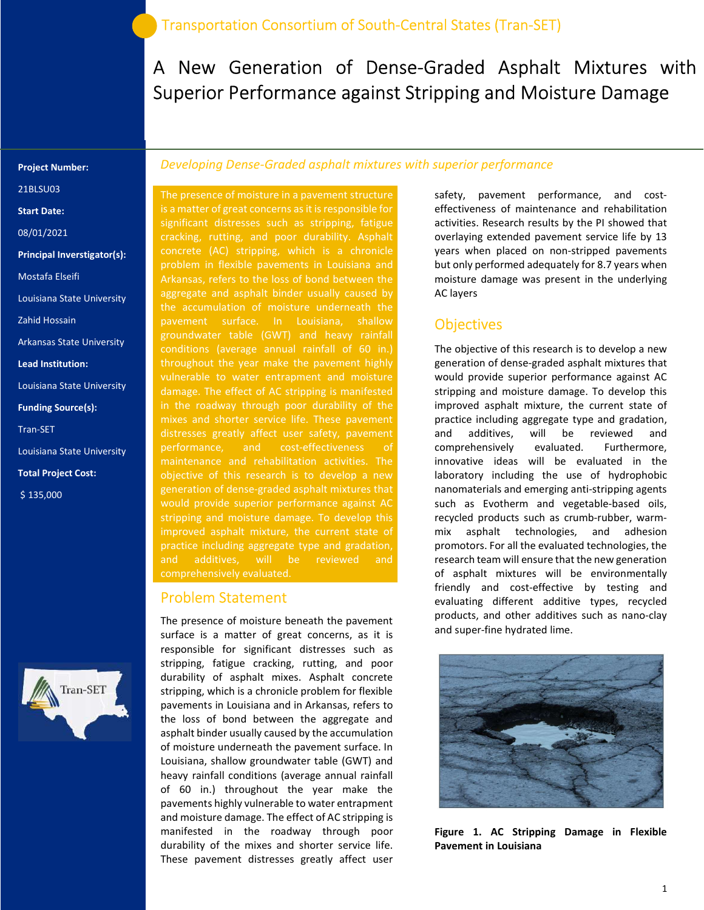Transportation Consortium of South-Central States (Tran-SET)

# A New Generation of Dense-Graded Asphalt Mixtures with Superior Performance against Stripping and Moisture Damage

**Project Number:**

21BLSU03

**Start Date:**

08/01/2021

**Principal Inverstigator(s):**

Mostafa Elseifi

Louisiana State University

Zahid Hossain

Arkansas State University

**Lead Institution:**

Louisiana State University

**Funding Source(s):**

Tran-SET

Louisiana State University

**Total Project Cost:**

$ 135,000

*Developing Dense-Graded asphalt mixtures with superior performance*

The presence of moisture in a pavement structure is a matter of great concerns as it is responsible for significant distresses such as stripping, fatigue cracking, rutting, and poor durability. Asphalt concrete (AC) stripping, which is a chronicle problem in flexible pavements in Louisiana and Arkansas, refers to the loss of bond between the aggregate and asphalt binder usually caused by the accumulation of moisture underneath the pavement surface. In Louisiana, shallow groundwater table (GWT) and heavy rainfall conditions (average annual rainfall of 60 in.) throughout the year make the pavement highly vulnerable to water entrapment and moisture damage. The effect of AC stripping is manifested in the roadway through poor durability of the mixes and shorter service life. These pavement distresses greatly affect user safety, pavement performance, and cost-effectiveness of maintenance and rehabilitation activities. The objective of this research is to develop a new generation of dense-graded asphalt mixtures that would provide superior performance against AC stripping and moisture damage. To develop this improved asphalt mixture, the current state of practice including aggregate type and gradation, and additives, will be reviewed and comprehensively evaluated.

## Problem Statement

The presence of moisture beneath the pavement surface is a matter of great concerns, as it is responsible for significant distresses such as stripping, fatigue cracking, rutting, and poor durability of asphalt mixes. Asphalt concrete stripping, which is a chronicle problem for flexible pavements in Louisiana and in Arkansas, refers to the loss of bond between the aggregate and asphalt binder usually caused by the accumulation of moisture underneath the pavement surface. In Louisiana, shallow groundwater table (GWT) and heavy rainfall conditions (average annual rainfall of 60 in.) throughout the year make the pavements highly vulnerable to water entrapment and moisture damage. The effect of AC stripping is manifested in the roadway through poor durability of the mixes and shorter service life. These pavement distresses greatly affect user safety, pavement performance, and cost-effectiveness of maintenance and rehabilitation activities. Research results by the PI showed that overlaying extended pavement service life by 13 years when placed on non-stripped pavements but only performed adequately for 8.7 years when moisture damage was present in the underlying AC layers

## Objectives

The objective of this research is to develop a new generation of dense-graded asphalt mixtures that would provide superior performance against AC stripping and moisture damage. To develop this improved asphalt mixture, the current state of practice including aggregate type and gradation, and additives, will be reviewed and comprehensively evaluated. Furthermore, innovative ideas will be evaluated in the laboratory including the use of hydrophobic nanomaterials and emerging anti-stripping agents such as Evotherm and vegetable-based oils, recycled products such as crumb-rubber, warm-mix asphalt technologies, and adhesion promotors. For all the evaluated technologies, the research team will ensure that the new generation of asphalt mixtures will be environmentally friendly and cost-effective by testing and evaluating different additive types, recycled products, and other additives such as nano-clay and super-fine hydrated lime.

**Figure 1. AC Stripping Damage in Flexible Pavement in Louisiana**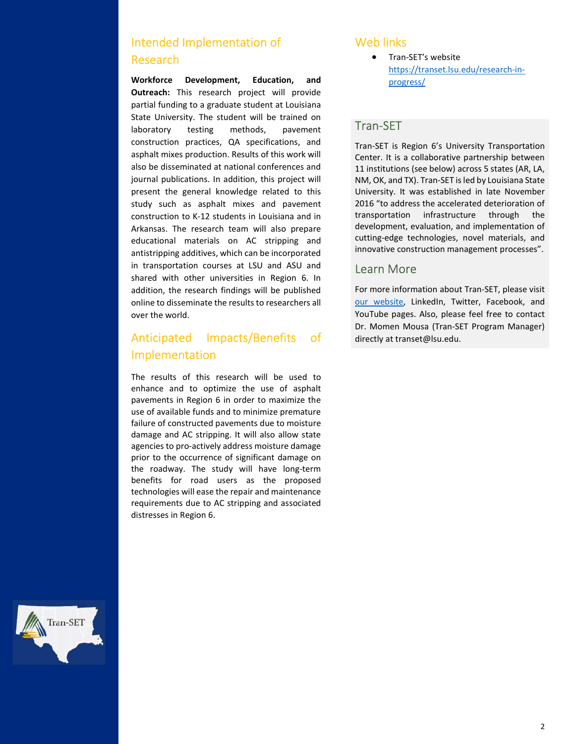## Intended Implementation of Research

**Workforce Development, Education, and Outreach:** This research project will provide partial funding to a graduate student at Louisiana State University. The student will be trained on laboratory testing methods, pavement construction practices, QA specifications, and asphalt mixes production. Results of this work will also be disseminated at national conferences and journal publications. In addition, this project will present the general knowledge related to this study such as asphalt mixes and pavement construction to K-12 students in Louisiana and in Arkansas. The research team will also prepare educational materials on AC stripping and antistripping additives, which can be incorporated in transportation courses at LSU and ASU and shared with other universities in Region 6. In addition, the research findings will be published online to disseminate the results to researchers all over the world.

## Anticipated Impacts/Benefits of Implementation

The results of this research will be used to enhance and to optimize the use of asphalt pavements in Region 6 in order to maximize the use of available funds and to minimize premature failure of constructed pavements due to moisture damage and AC stripping. It will also allow state agencies to pro-actively address moisture damage prior to the occurrence of significant damage on the roadway. The study will have long-term benefits for road users as the proposed technologies will ease the repair and maintenance requirements due to AC stripping and associated distresses in Region 6.

## Web links

- Tran-SET's website https://transet.lsu.edu/research-in-progress/

## Tran-SET

Tran-SET is Region 6's University Transportation Center. It is a collaborative partnership between 11 institutions (see below) across 5 states (AR, LA, NM, OK, and TX). Tran-SET is led by Louisiana State University. It was established in late November 2016 "to address the accelerated deterioration of transportation infrastructure through the development, evaluation, and implementation of cutting-edge technologies, novel materials, and innovative construction management processes".

## Learn More

For more information about Tran-SET, please visit our website, LinkedIn, Twitter, Facebook, and YouTube pages. Also, please feel free to contact Dr. Momen Mousa (Tran-SET Program Manager) directly at transet@lsu.edu.